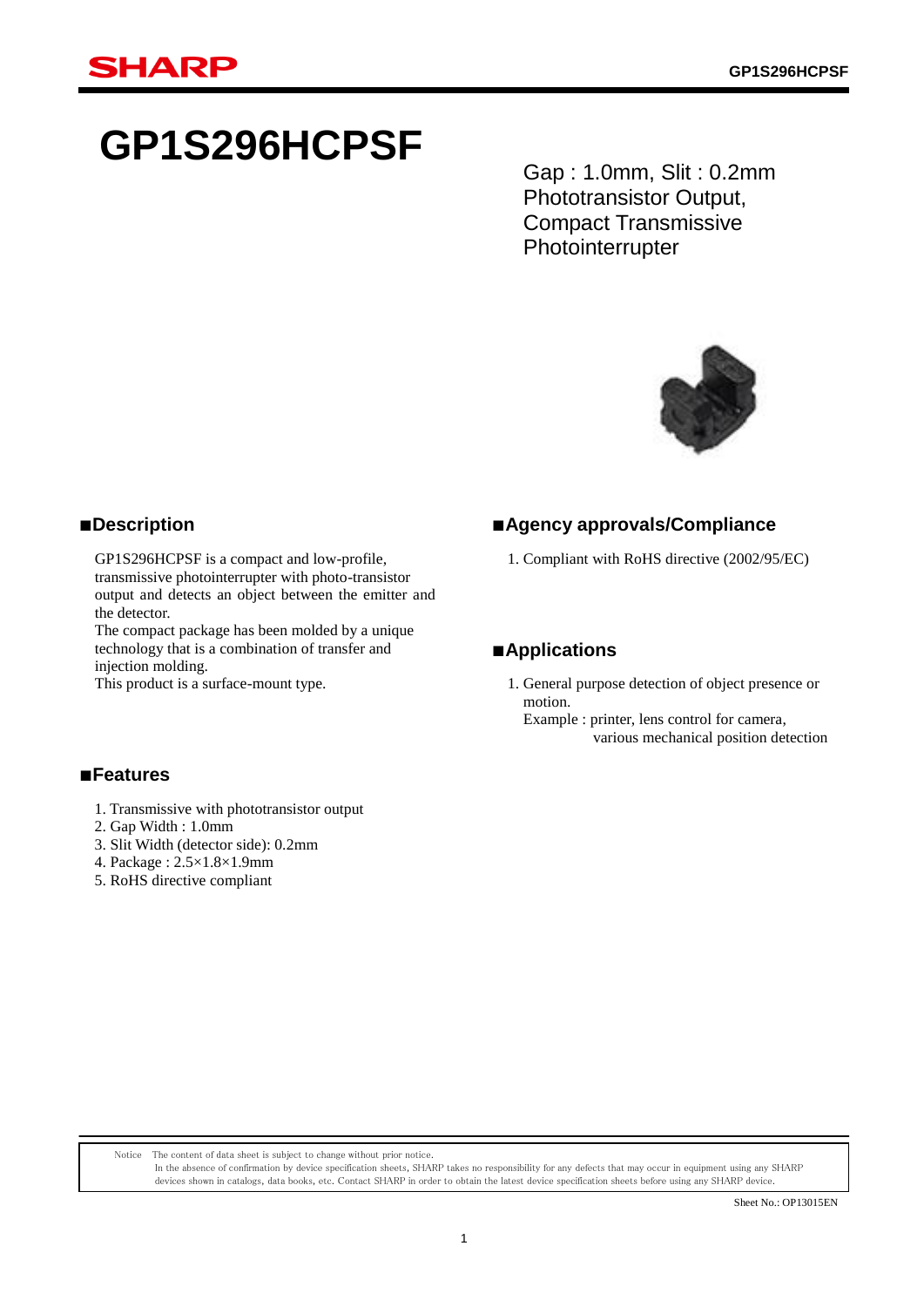# GP1S296HCPSF

Gap : 1.0mm, Slit : 0.2mm
Phototransistor Output,
Compact Transmissive
Photointerrupter

## ■Description

GP1S296HCPSF is a compact and low-profile, transmissive photointerrupter with photo-transistor output and detects an object between the emitter and the detector.
The compact package has been molded by a unique technology that is a combination of transfer and injection molding.
This product is a surface-mount type.

## ■Features

1. Transmissive with phototransistor output
2. Gap Width : 1.0mm
3. Slit Width (detector side): 0.2mm
4. Package : 2.5×1.8×1.9mm
5. RoHS directive compliant

## ■Agency approvals/Compliance

1. Compliant with RoHS directive (2002/95/EC)

## ■Applications

1. General purpose detection of object presence or motion.
   Example : printer, lens control for camera, various mechanical position detection

Notice The content of data sheet is subject to change without prior notice.
In the absence of confirmation by device specification sheets, SHARP takes no responsibility for any defects that may occur in equipment using any SHARP devices shown in catalogs, data books, etc. Contact SHARP in order to obtain the latest device specification sheets before using any SHARP device.

Sheet No.: OP13015EN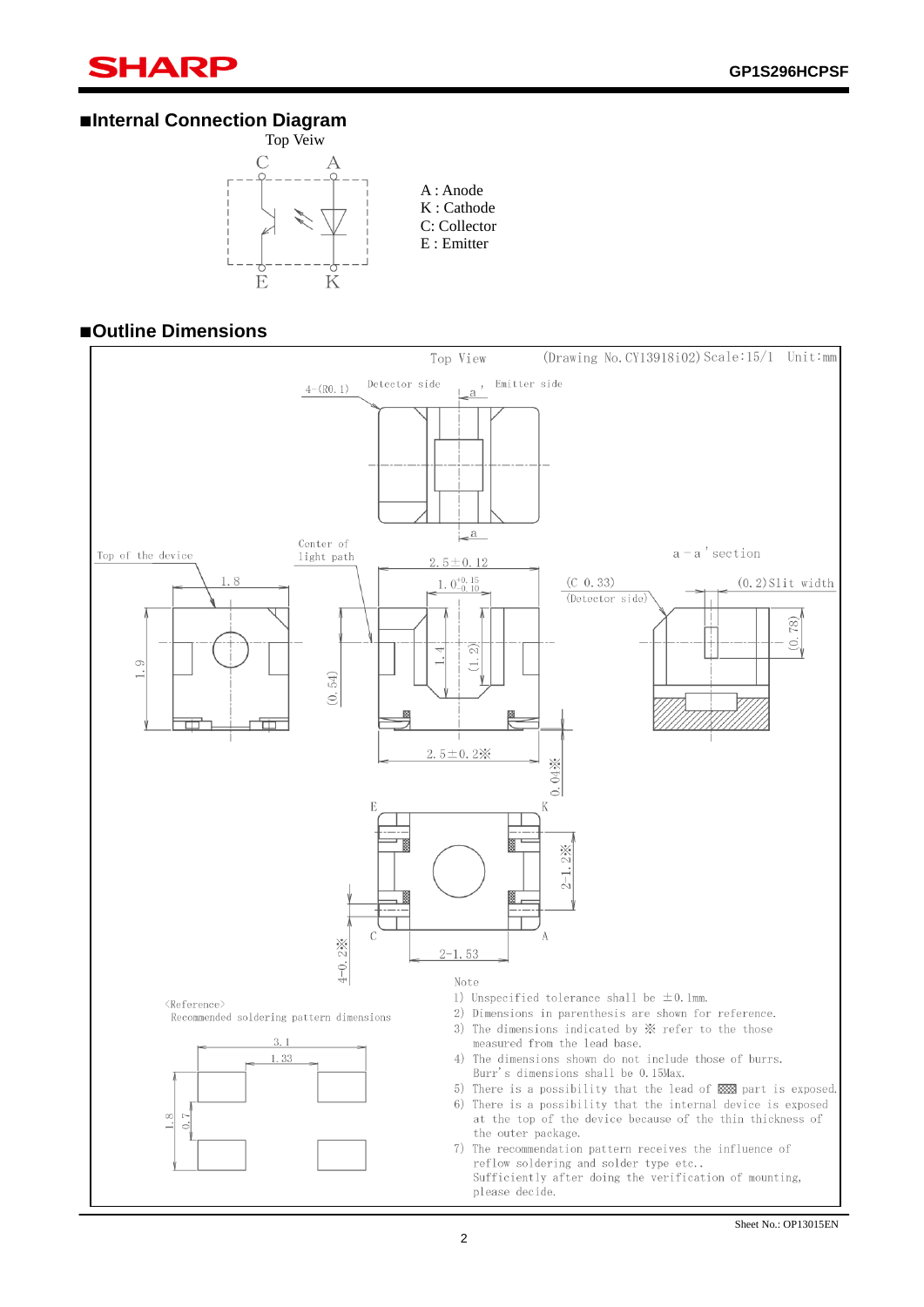## ■Internal Connection Diagram

Top Veiw

A : Anode
K : Cathode
C: Collector
E : Emitter

## ■Outline Dimensions

Top View (Drawing No. CY13918i02) Scale:15/1 Unit:mm

<Reference>
Recommended soldering pattern dimensions

Note

1) Unspecified tolerance shall be ±0.1mm.
2) Dimensions in parenthesis are shown for reference.
3) The dimensions indicated by ※ refer to the those measured from the lead base.
4) The dimensions shown do not include those of burrs. Burr's dimensions shall be 0.15Max.
5) There is a possibility that the lead of ▨ part is exposed.
6) There is a possibility that the internal device is exposed at the top of the device because of the thin thickness of the outer package.
7) The recommendation pattern receives the influence of reflow soldering and solder type etc.. Sufficiently after doing the verification of mounting, please decide.

Sheet No.: OP13015EN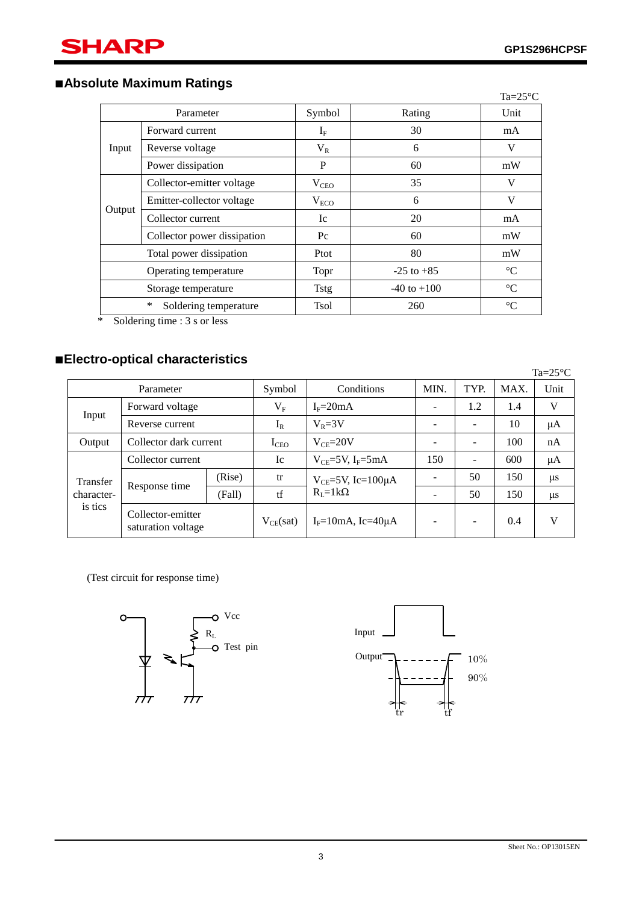## ■Absolute Maximum Ratings

Ta=25°C

| Parameter | | Symbol | Rating | Unit |
|---|---|---|---|---|
| Input | Forward current | $I_F$ | 30 | mA |
| | Reverse voltage | $V_R$ | 6 | V |
| | Power dissipation | P | 60 | mW |
| Output | Collector-emitter voltage | $V_{CEO}$ | 35 | V |
| | Emitter-collector voltage | $V_{ECO}$ | 6 | V |
| | Collector current | Ic | 20 | mA |
| | Collector power dissipation | Pc | 60 | mW |
| Total power dissipation | | Ptot | 80 | mW |
| Operating temperature | | Topr | -25 to +85 | °C |
| Storage temperature | | Tstg | -40 to +100 | °C |
| * Soldering temperature | | Tsol | 260 | °C |

\* Soldering time : 3 s or less

## ■Electro-optical characteristics

Ta=25°C

| Parameter | | | Symbol | Conditions | MIN. | TYP. | MAX. | Unit |
|---|---|---|---|---|---|---|---|---|
| Input | Forward voltage | | $V_F$ | $I_F$=20mA | - | 1.2 | 1.4 | V |
| | Reverse current | | $I_R$ | $V_R$=3V | - | - | 10 | μA |
| Output | Collector dark current | | $I_{CEO}$ | $V_{CE}$=20V | - | - | 100 | nA |
| Transfer characteristics | Collector current | | Ic | $V_{CE}$=5V, $I_F$=5mA | 150 | - | 600 | μA |
| | Response time | (Rise) | tr | $V_{CE}$=5V, Ic=100μA $R_L$=1kΩ | - | 50 | 150 | μs |
| | | (Fall) | tf | | - | 50 | 150 | μs |
| | Collector-emitter saturation voltage | | $V_{CE}$(sat) | $I_F$=10mA, Ic=40μA | - | - | 0.4 | V |

(Test circuit for response time)

Vcc

$R_L$

Test pin

Input

Output

10%

90%

tr

tf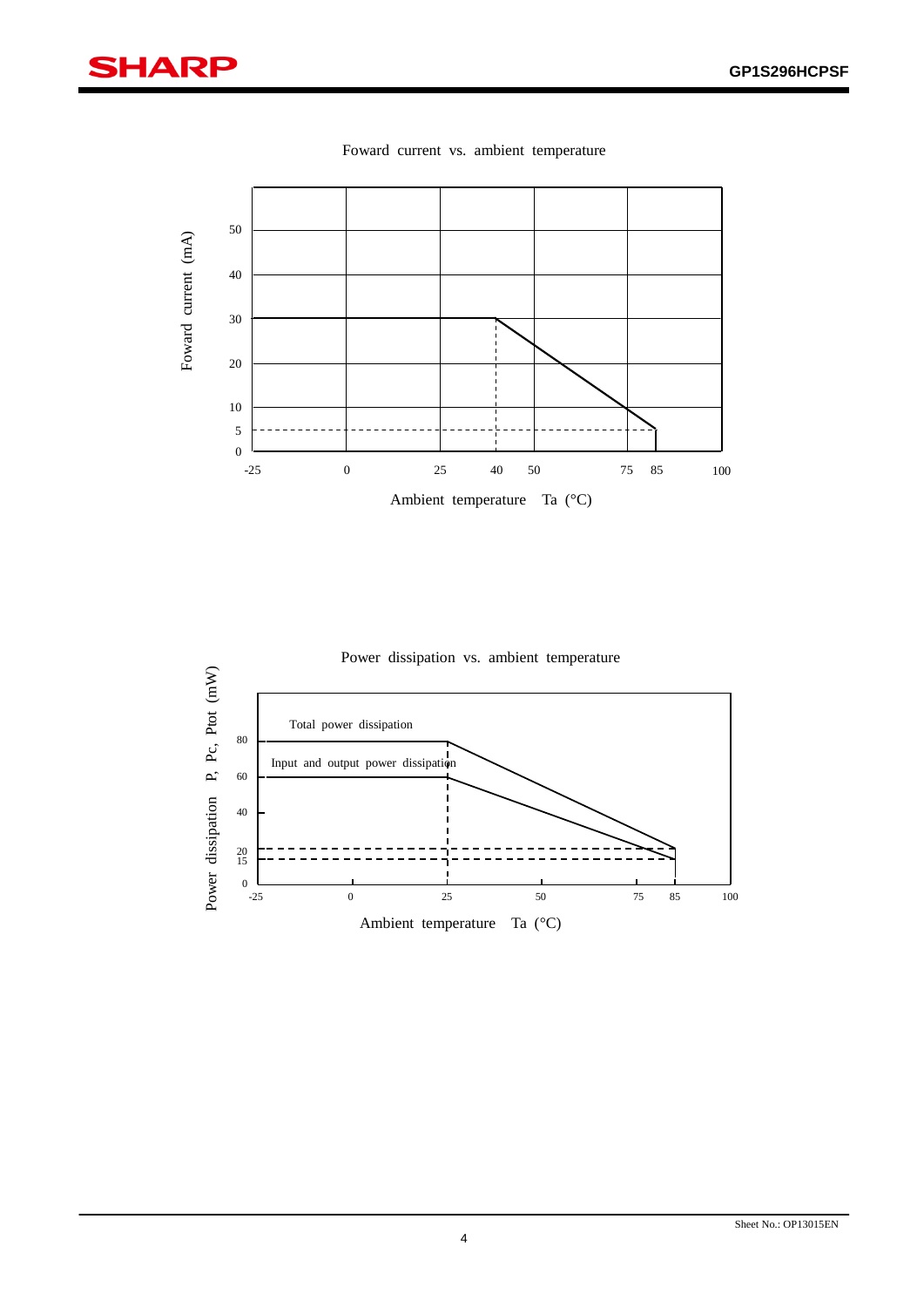Foward current vs. ambient temperature

Foward current (mA)

50
40
30
20
10
5
0

-25 0 25 40 50 75 85 100

Ambient temperature Ta (°C)

Power dissipation vs. ambient temperature

Power dissipation P, Pc, Ptot (mW)

Total power dissipation

Input and output power dissipation

80
60
40
20
15
0

-25 0 25 50 75 85 100

Ambient temperature Ta (°C)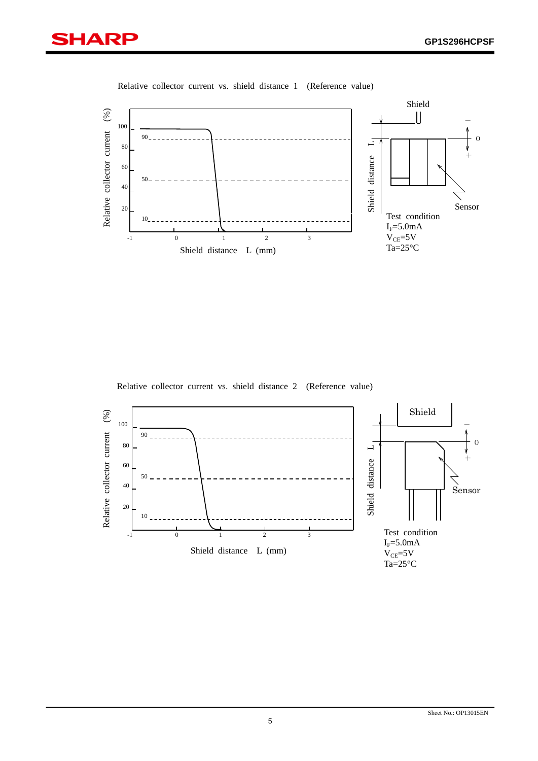Relative collector current vs. shield distance 1 (Reference value)

Relative collector current (%)

Shield distance L (mm)

Shield

Shield distance L

Sensor

Test condition
$I_F$=5.0mA
$V_{CE}$=5V
Ta=25°C

Relative collector current vs. shield distance 2 (Reference value)

Relative collector current (%)

Shield distance L (mm)

Shield

Shield distance L

Sensor

Test condition
$I_F$=5.0mA
$V_{CE}$=5V
Ta=25°C

Sheet No.: OP13015EN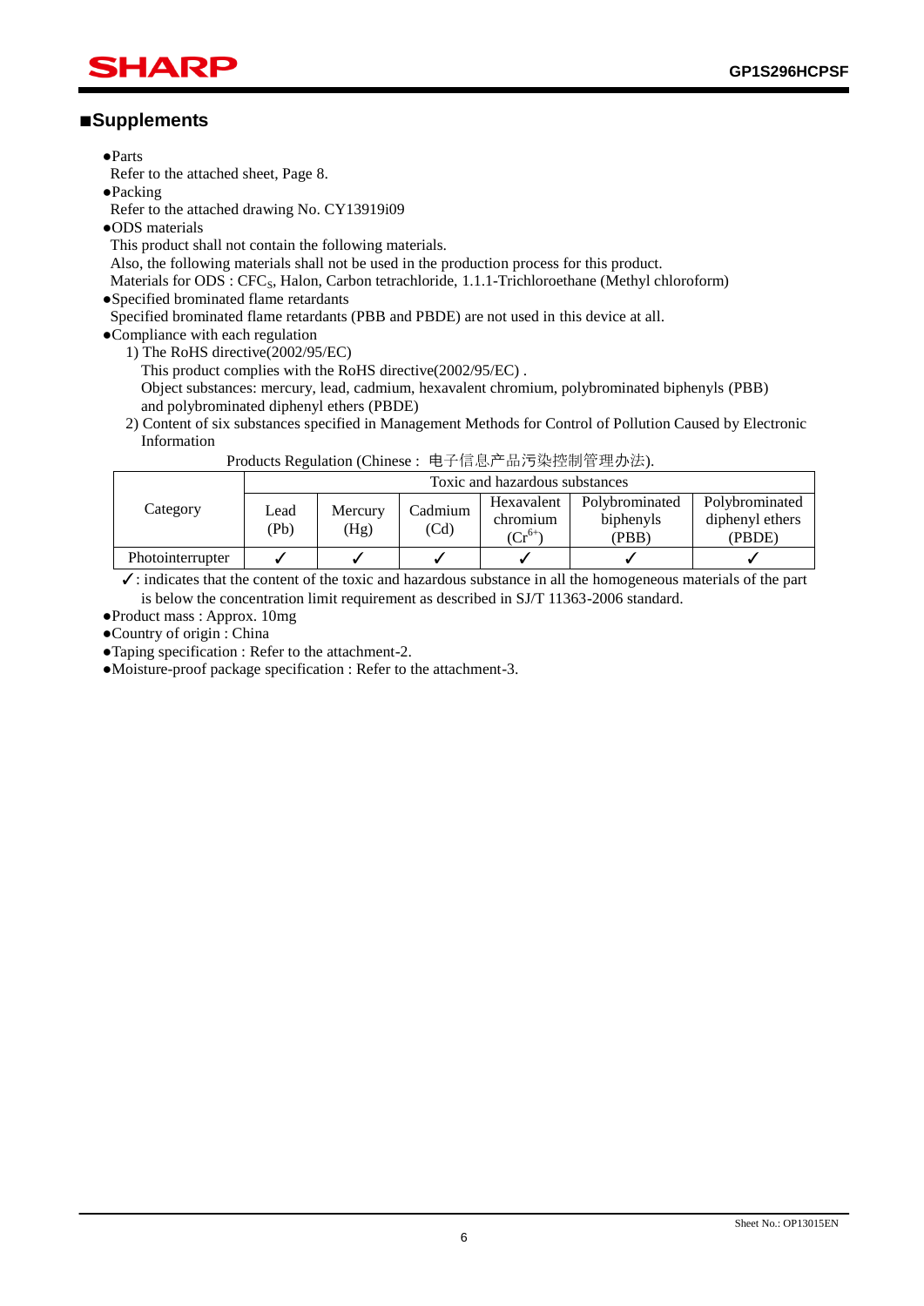## ■Supplements

- ●Parts
  Refer to the attached sheet, Page 8.
- ●Packing
  Refer to the attached drawing No. CY13919i09
- ●ODS materials
  This product shall not contain the following materials.
  Also, the following materials shall not be used in the production process for this product.
  Materials for ODS : $CFC_S$, Halon, Carbon tetrachloride, 1.1.1-Trichloroethane (Methyl chloroform)
- ●Specified brominated flame retardants
  Specified brominated flame retardants (PBB and PBDE) are not used in this device at all.
- ●Compliance with each regulation
  1) The RoHS directive(2002/95/EC)
     This product complies with the RoHS directive(2002/95/EC) .
     Object substances: mercury, lead, cadmium, hexavalent chromium, polybrominated biphenyls (PBB) and polybrominated diphenyl ethers (PBDE)
  2) Content of six substances specified in Management Methods for Control of Pollution Caused by Electronic Information
     Products Regulation (Chinese : 电子信息产品污染控制管理办法).

| Category | Toxic and hazardous substances | | | | | |
|---|---|---|---|---|---|---|
| | Lead (Pb) | Mercury (Hg) | Cadmium (Cd) | Hexavalent chromium ($Cr^{6+}$) | Polybrominated biphenyls (PBB) | Polybrominated diphenyl ethers (PBDE) |
| Photointerrupter | ✓ | ✓ | ✓ | ✓ | ✓ | ✓ |

✓: indicates that the content of the toxic and hazardous substance in all the homogeneous materials of the part is below the concentration limit requirement as described in SJ/T 11363-2006 standard.

- ●Product mass : Approx. 10mg
- ●Country of origin : China
- ●Taping specification : Refer to the attachment-2.
- ●Moisture-proof package specification : Refer to the attachment-3.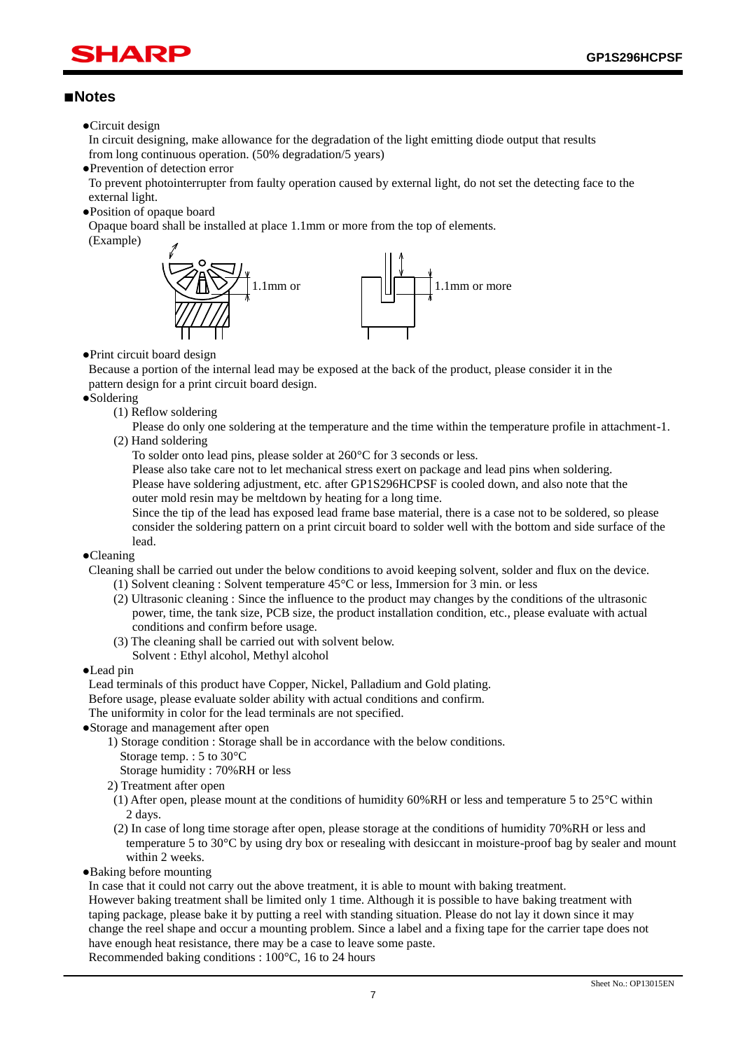## ■Notes

- ●Circuit design

  In circuit designing, make allowance for the degradation of the light emitting diode output that results from long continuous operation. (50% degradation/5 years)

- ●Prevention of detection error

  To prevent photointerrupter from faulty operation caused by external light, do not set the detecting face to the external light.

- ●Position of opaque board

  Opaque board shall be installed at place 1.1mm or more from the top of elements.

  (Example)

  1.1mm or

  1.1mm or more

- ●Print circuit board design

  Because a portion of the internal lead may be exposed at the back of the product, please consider it in the pattern design for a print circuit board design.

- ●Soldering

  (1) Reflow soldering

  Please do only one soldering at the temperature and the time within the temperature profile in attachment-1.

  (2) Hand soldering

  To solder onto lead pins, please solder at 260°C for 3 seconds or less.
  Please also take care not to let mechanical stress exert on package and lead pins when soldering.
  Please have soldering adjustment, etc. after GP1S296HCPSF is cooled down, and also note that the outer mold resin may be meltdown by heating for a long time.
  Since the tip of the lead has exposed lead frame base material, there is a case not to be soldered, so please consider the soldering pattern on a print circuit board to solder well with the bottom and side surface of the lead.

- ●Cleaning

  Cleaning shall be carried out under the below conditions to avoid keeping solvent, solder and flux on the device.

  (1) Solvent cleaning : Solvent temperature 45°C or less, Immersion for 3 min. or less

  (2) Ultrasonic cleaning : Since the influence to the product may changes by the conditions of the ultrasonic power, time, the tank size, PCB size, the product installation condition, etc., please evaluate with actual conditions and confirm before usage.

  (3) The cleaning shall be carried out with solvent below.
  Solvent : Ethyl alcohol, Methyl alcohol

- ●Lead pin

  Lead terminals of this product have Copper, Nickel, Palladium and Gold plating.
  Before usage, please evaluate solder ability with actual conditions and confirm.
  The uniformity in color for the lead terminals are not specified.

- ●Storage and management after open

  1) Storage condition : Storage shall be in accordance with the below conditions.
  Storage temp. : 5 to 30°C
  Storage humidity : 70%RH or less

  2) Treatment after open

  (1) After open, please mount at the conditions of humidity 60%RH or less and temperature 5 to 25°C within 2 days.

  (2) In case of long time storage after open, please storage at the conditions of humidity 70%RH or less and temperature 5 to 30°C by using dry box or resealing with desiccant in moisture-proof bag by sealer and mount within 2 weeks.

- ●Baking before mounting

  In case that it could not carry out the above treatment, it is able to mount with baking treatment.
  However baking treatment shall be limited only 1 time. Although it is possible to have baking treatment with taping package, please bake it by putting a reel with standing situation. Please do not lay it down since it may change the reel shape and occur a mounting problem. Since a label and a fixing tape for the carrier tape does not have enough heat resistance, there may be a case to leave some paste.
  Recommended baking conditions : 100°C, 16 to 24 hours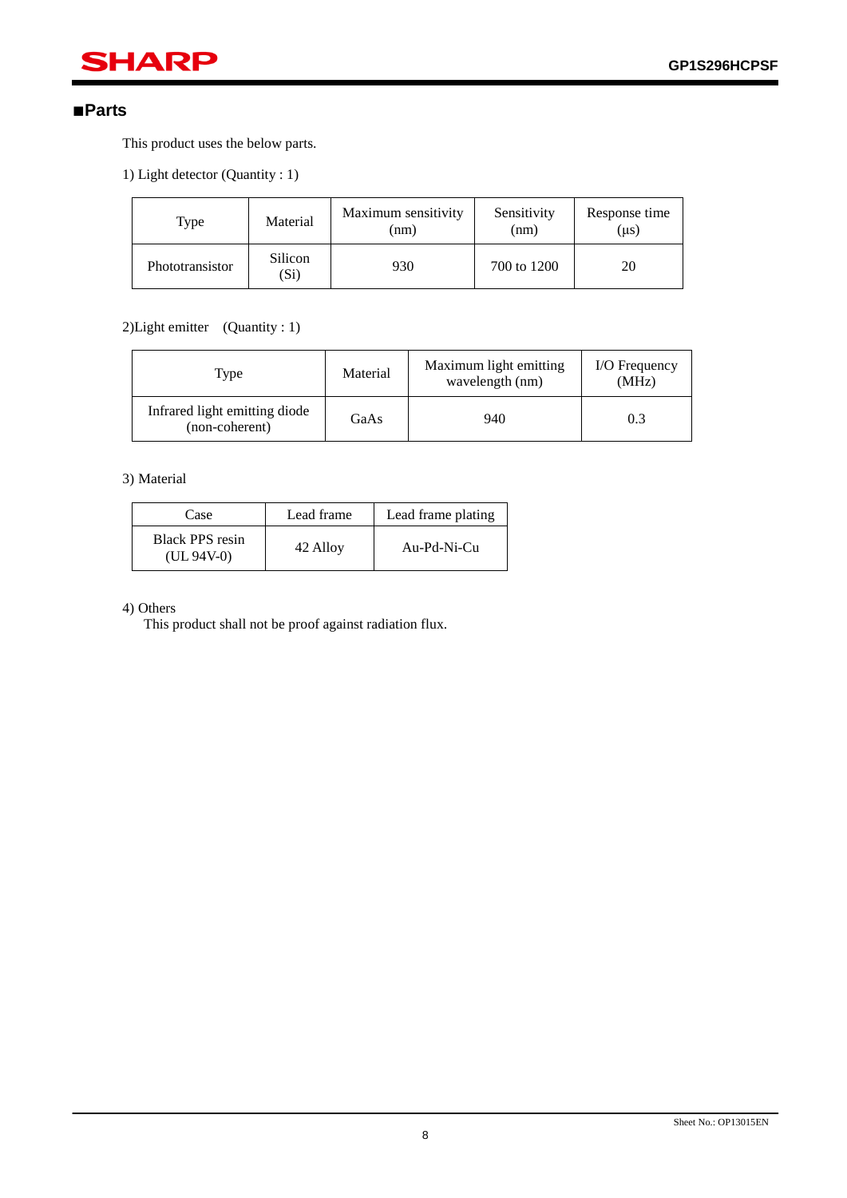## ■Parts

This product uses the below parts.

1) Light detector (Quantity : 1)

| Type | Material | Maximum sensitivity (nm) | Sensitivity (nm) | Response time (μs) |
|---|---|---|---|---|
| Phototransistor | Silicon (Si) | 930 | 700 to 1200 | 20 |

2)Light emitter　(Quantity : 1)

| Type | Material | Maximum light emitting wavelength (nm) | I/O Frequency (MHz) |
|---|---|---|---|
| Infrared light emitting diode (non-coherent) | GaAs | 940 | 0.3 |

3) Material

| Case | Lead frame | Lead frame plating |
|---|---|---|
| Black PPS resin (UL 94V-0) | 42 Alloy | Au-Pd-Ni-Cu |

4) Others

This product shall not be proof against radiation flux.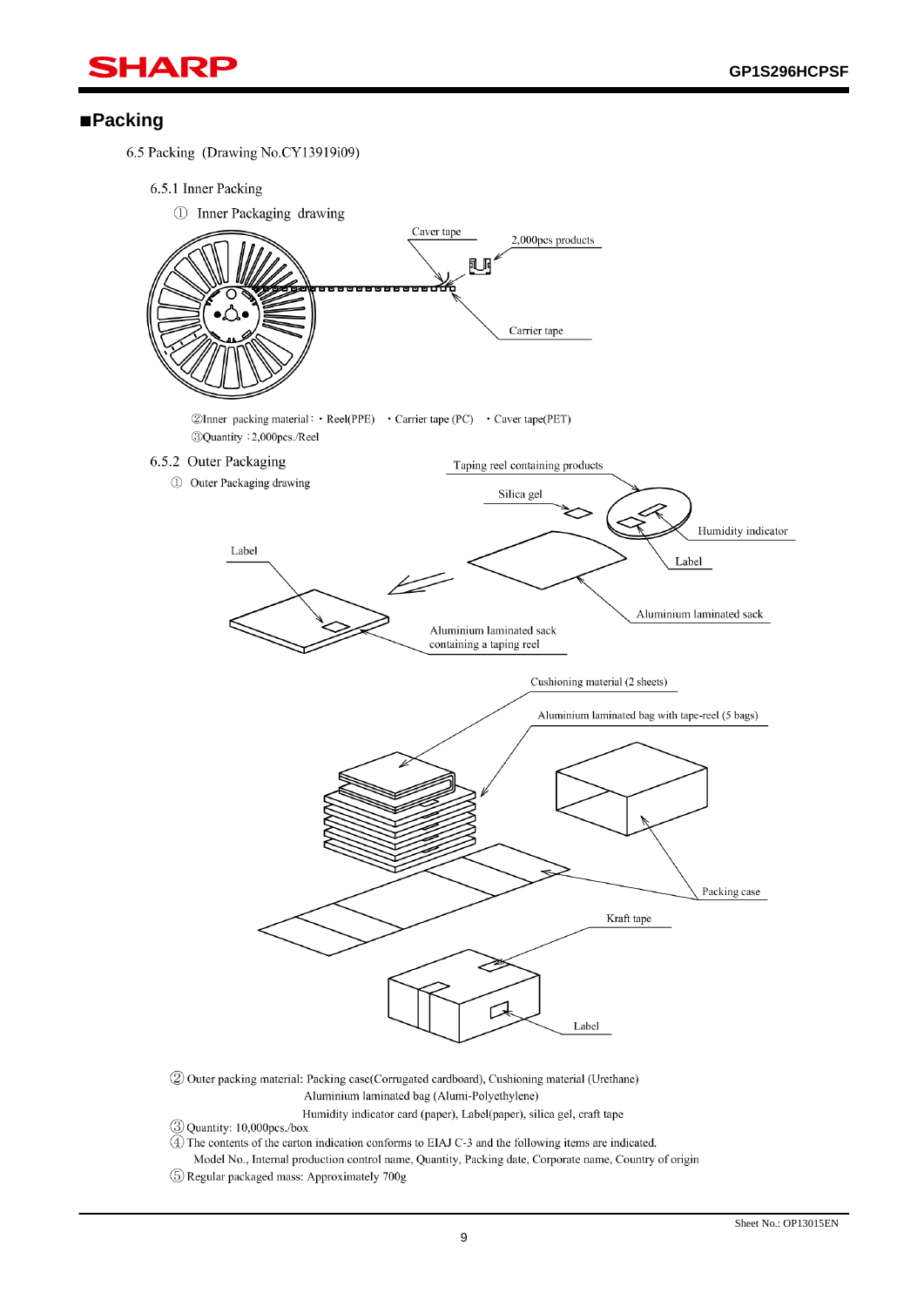## ■Packing

6.5 Packing (Drawing No.CY13919i09)

6.5.1 Inner Packing

① Inner Packaging drawing

Caver tape

2,000pcs products

Carrier tape

②Inner packing material : ・Reel(PPE) ・Carrier tape (PC) ・Caver tape(PET)

③Quantity : 2,000pcs./Reel

6.5.2 Outer Packaging

① Outer Packaging drawing

Taping reel containing products

Silica gel

Humidity indicator

Label

Label

Aluminium laminated sack

Aluminium laminated sack containing a taping reel

Cushioning material (2 sheets)

Aluminium laminated bag with tape-reel (5 bags)

Packing case

Kraft tape

Label

② Outer packing material: Packing case(Corrugated cardboard), Cushioning material (Urethane)
Aluminium laminated bag (Alumi-Polyethylene)
Humidity indicator card (paper), Label(paper), silica gel, craft tape

③ Quantity: 10,000pcs./box

④ The contents of the carton indication conforms to EIAJ C-3 and the following items are indicated.
Model No., Internal production control name, Quantity, Packing date, Corporate name, Country of origin

⑤ Regular packaged mass: Approximately 700g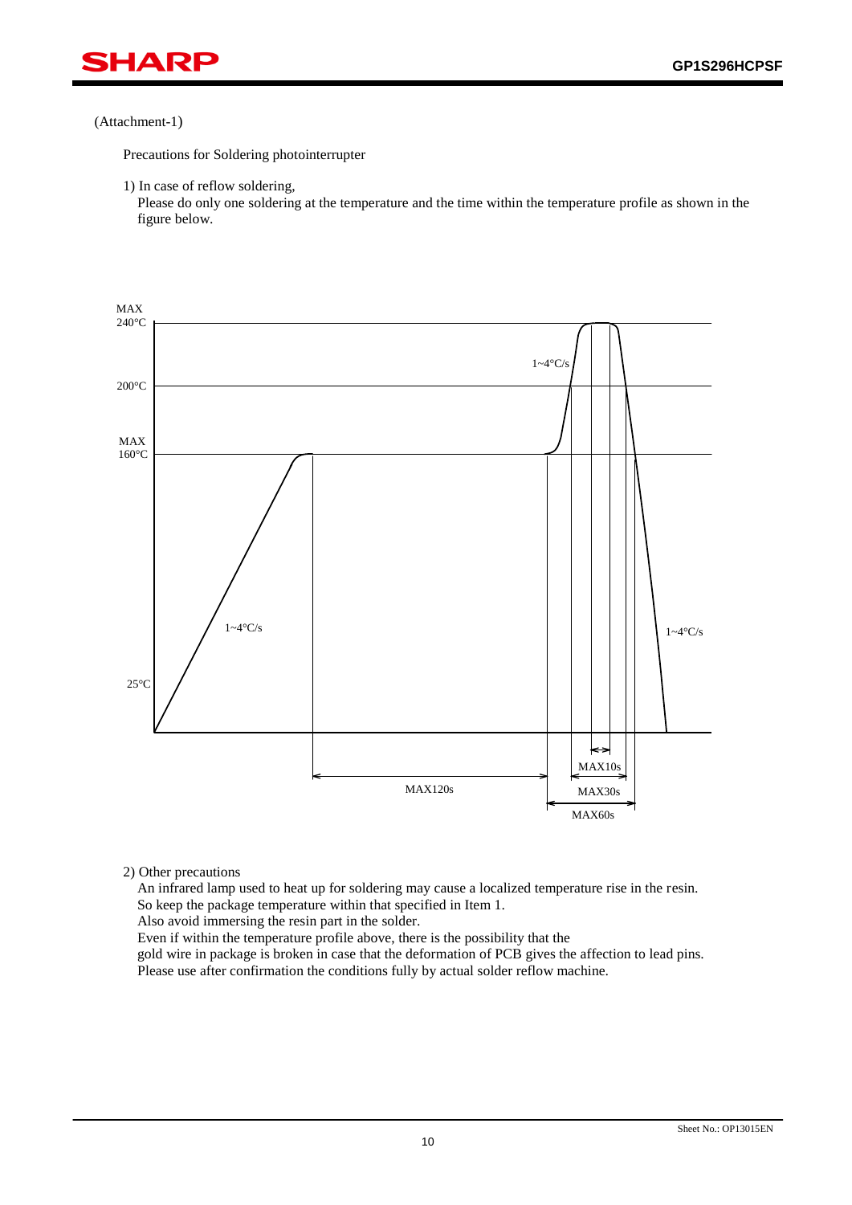(Attachment-1)

Precautions for Soldering photointerrupter

1) In case of reflow soldering,
Please do only one soldering at the temperature and the time within the temperature profile as shown in the figure below.

MAX 240°C

1~4°C/s

200°C

MAX 160°C

1~4°C/s

1~4°C/s

25°C

MAX10s

MAX120s

MAX30s

MAX60s

2) Other precautions
An infrared lamp used to heat up for soldering may cause a localized temperature rise in the resin.
So keep the package temperature within that specified in Item 1.
Also avoid immersing the resin part in the solder.
Even if within the temperature profile above, there is the possibility that the gold wire in package is broken in case that the deformation of PCB gives the affection to lead pins.
Please use after confirmation the conditions fully by actual solder reflow machine.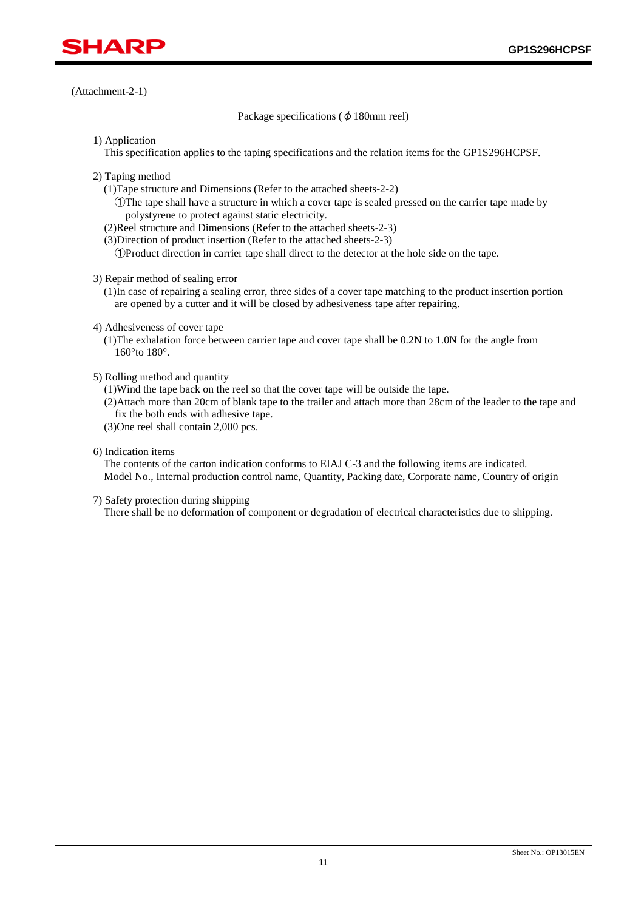(Attachment-2-1)

Package specifications (ϕ 180mm reel)

1) Application

This specification applies to the taping specifications and the relation items for the GP1S296HCPSF.

2) Taping method

(1)Tape structure and Dimensions (Refer to the attached sheets-2-2)

①The tape shall have a structure in which a cover tape is sealed pressed on the carrier tape made by polystyrene to protect against static electricity.

(2)Reel structure and Dimensions (Refer to the attached sheets-2-3)

(3)Direction of product insertion (Refer to the attached sheets-2-3)

①Product direction in carrier tape shall direct to the detector at the hole side on the tape.

3) Repair method of sealing error

(1)In case of repairing a sealing error, three sides of a cover tape matching to the product insertion portion are opened by a cutter and it will be closed by adhesiveness tape after repairing.

4) Adhesiveness of cover tape

(1)The exhalation force between carrier tape and cover tape shall be 0.2N to 1.0N for the angle from 160°to 180°.

5) Rolling method and quantity

(1)Wind the tape back on the reel so that the cover tape will be outside the tape.

(2)Attach more than 20cm of blank tape to the trailer and attach more than 28cm of the leader to the tape and fix the both ends with adhesive tape.

(3)One reel shall contain 2,000 pcs.

6) Indication items

The contents of the carton indication conforms to EIAJ C-3 and the following items are indicated.
Model No., Internal production control name, Quantity, Packing date, Corporate name, Country of origin

7) Safety protection during shipping

There shall be no deformation of component or degradation of electrical characteristics due to shipping.

Sheet No.: OP13015EN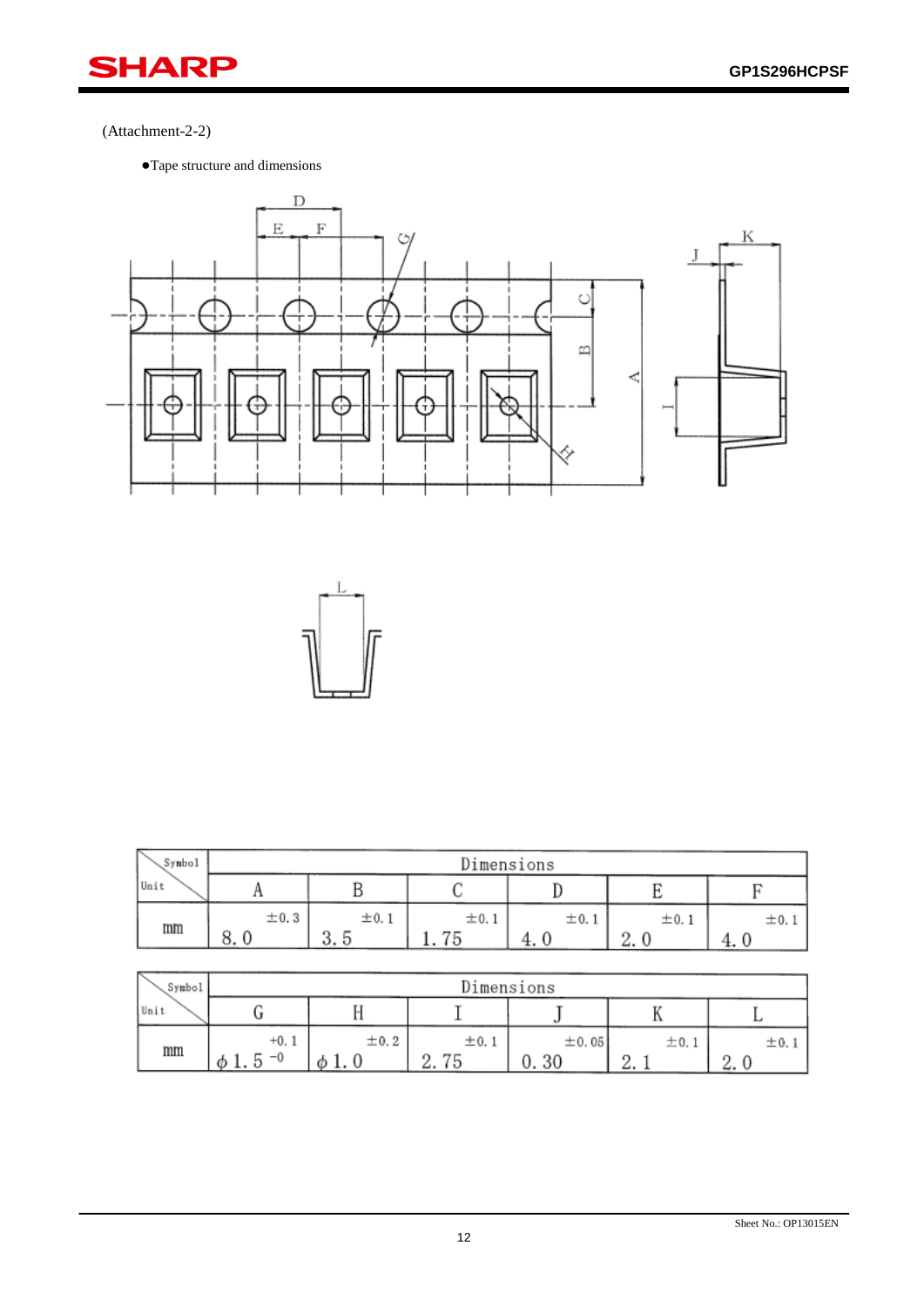(Attachment-2-2)

- Tape structure and dimensions

| Symbol / Unit | Dimensions | | | | | |
|---|---|---|---|---|---|---|
| | A | B | C | D | E | F |
| mm | 8.0 ±0.3 | 3.5 ±0.1 | 1.75 ±0.1 | 4.0 ±0.1 | 2.0 ±0.1 | 4.0 ±0.1 |

| Symbol / Unit | Dimensions | | | | | |
|---|---|---|---|---|---|---|
| | G | H | I | J | K | L |
| mm | $\phi 1.5^{+0.1}_{-0}$ | $\phi$1.0 ±0.2 | 2.75 ±0.1 | 0.30 ±0.05 | 2.1 ±0.1 | 2.0 ±0.1 |

Sheet No.: OP13015EN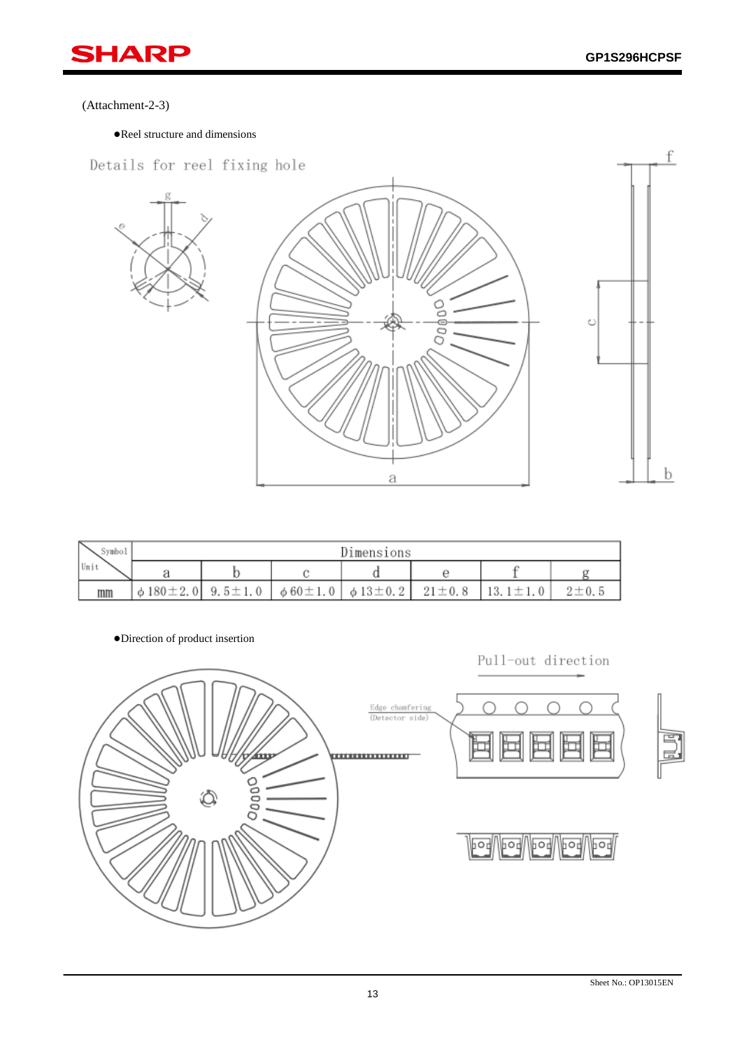(Attachment-2-3)

● Reel structure and dimensions

Details for reel fixing hole

| Symbol / Unit | Dimensions | | | | | | |
|---|---|---|---|---|---|---|---|
| | a | b | c | d | e | f | g |
| mm | φ 180±2.0 | 9.5±1.0 | φ 60±1.0 | φ 13±0.2 | 21±0.8 | 13.1±1.0 | 2±0.5 |

● Direction of product insertion

Pull-out direction

Edge chamfering (Detector side)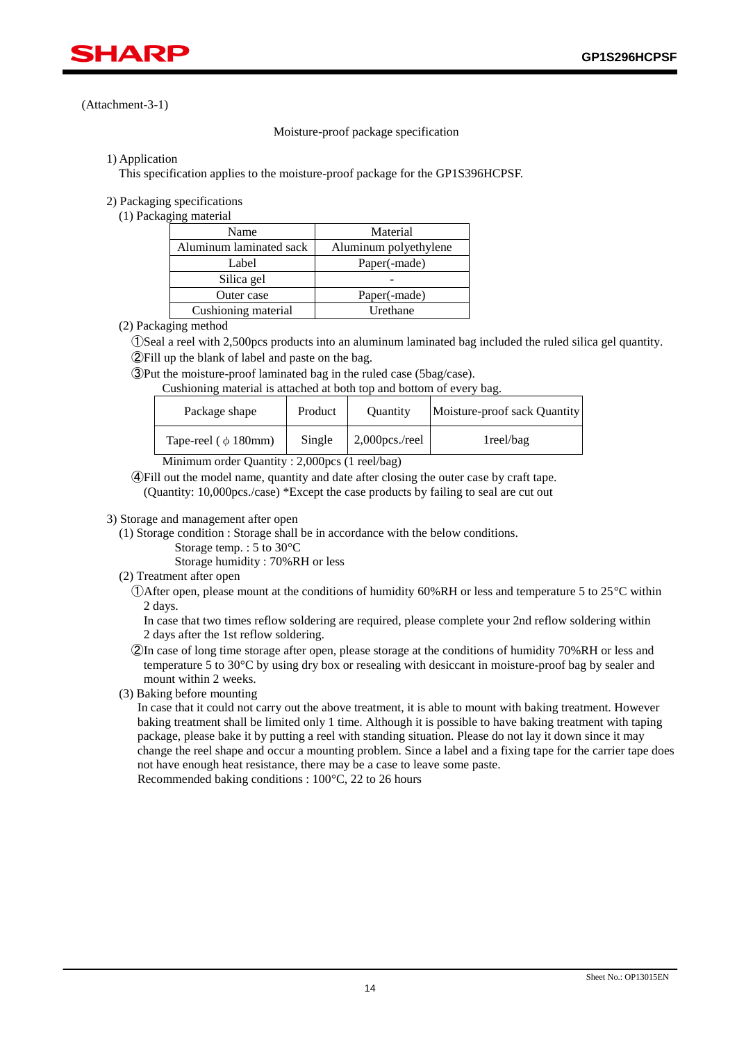(Attachment-3-1)

Moisture-proof package specification

1) Application

This specification applies to the moisture-proof package for the GP1S396HCPSF.

2) Packaging specifications

(1) Packaging material

| Name | Material |
|---|---|
| Aluminum laminated sack | Aluminum polyethylene |
| Label | Paper(-made) |
| Silica gel | - |
| Outer case | Paper(-made) |
| Cushioning material | Urethane |

(2) Packaging method

①Seal a reel with 2,500pcs products into an aluminum laminated bag included the ruled silica gel quantity.

②Fill up the blank of label and paste on the bag.

③Put the moisture-proof laminated bag in the ruled case (5bag/case).
Cushioning material is attached at both top and bottom of every bag.

| Package shape | Product | Quantity | Moisture-proof sack Quantity |
|---|---|---|---|
| Tape-reel ( ϕ 180mm) | Single | 2,000pcs./reel | 1reel/bag |

Minimum order Quantity : 2,000pcs (1 reel/bag)

④Fill out the model name, quantity and date after closing the outer case by craft tape.
(Quantity: 10,000pcs./case) *Except the case products by failing to seal are cut out

3) Storage and management after open

(1) Storage condition : Storage shall be in accordance with the below conditions.
Storage temp. : 5 to 30°C
Storage humidity : 70%RH or less

(2) Treatment after open

①After open, please mount at the conditions of humidity 60%RH or less and temperature 5 to 25°C within 2 days.
In case that two times reflow soldering are required, please complete your 2nd reflow soldering within 2 days after the 1st reflow soldering.

②In case of long time storage after open, please storage at the conditions of humidity 70%RH or less and temperature 5 to 30°C by using dry box or resealing with desiccant in moisture-proof bag by sealer and mount within 2 weeks.

(3) Baking before mounting

In case that it could not carry out the above treatment, it is able to mount with baking treatment. However baking treatment shall be limited only 1 time. Although it is possible to have baking treatment with taping package, please bake it by putting a reel with standing situation. Please do not lay it down since it may change the reel shape and occur a mounting problem. Since a label and a fixing tape for the carrier tape does not have enough heat resistance, there may be a case to leave some paste.
Recommended baking conditions : 100°C, 22 to 26 hours

Sheet No.: OP13015EN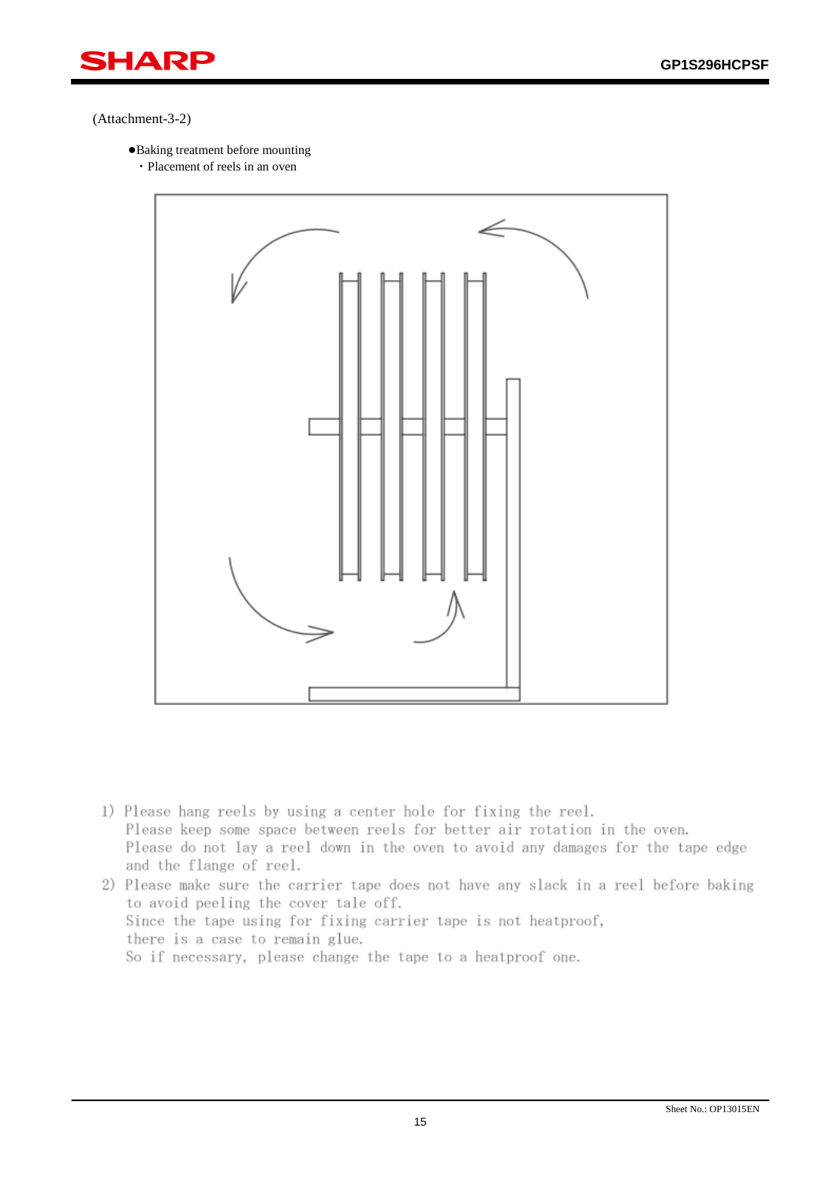(Attachment-3-2)

- Baking treatment before mounting
  - Placement of reels in an oven

1) Please hang reels by using a center hole for fixing the reel.
   Please keep some space between reels for better air rotation in the oven.
   Please do not lay a reel down in the oven to avoid any damages for the tape edge and the flange of reel.
2) Please make sure the carrier tape does not have any slack in a reel before baking to avoid peeling the cover tale off.
   Since the tape using for fixing carrier tape is not heatproof, there is a case to remain glue.
   So if necessary, please change the tape to a heatproof one.

Sheet No.: OP13015EN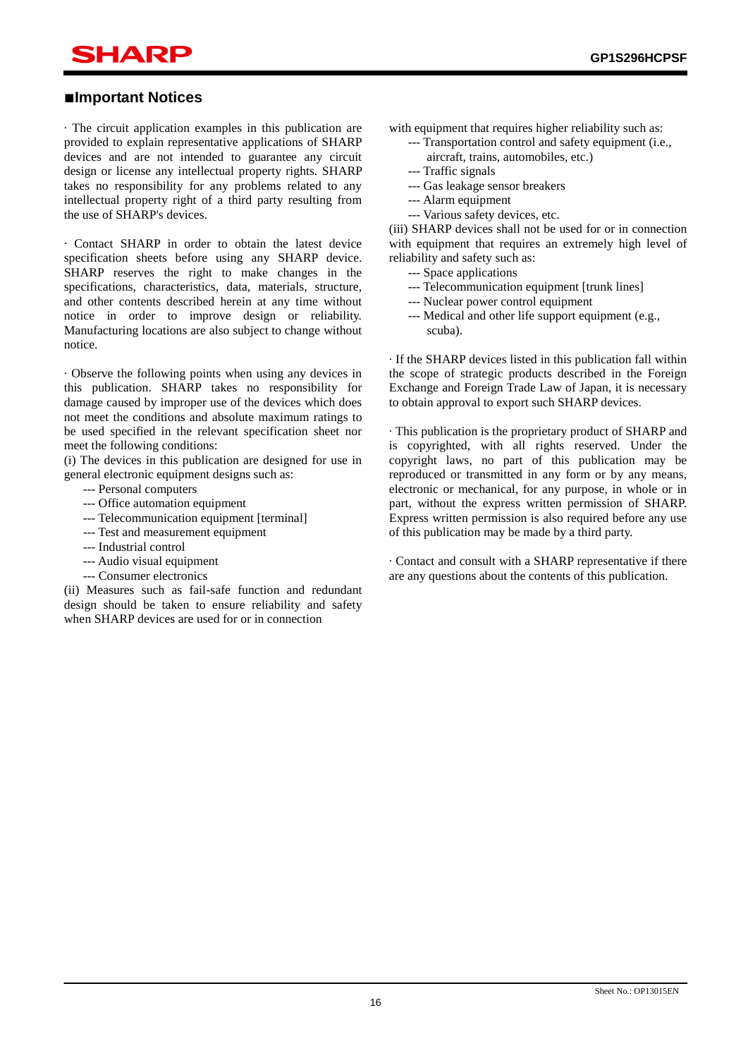## ■Important Notices

· The circuit application examples in this publication are provided to explain representative applications of SHARP devices and are not intended to guarantee any circuit design or license any intellectual property rights. SHARP takes no responsibility for any problems related to any intellectual property right of a third party resulting from the use of SHARP's devices.

· Contact SHARP in order to obtain the latest device specification sheets before using any SHARP device. SHARP reserves the right to make changes in the specifications, characteristics, data, materials, structure, and other contents described herein at any time without notice in order to improve design or reliability. Manufacturing locations are also subject to change without notice.

· Observe the following points when using any devices in this publication. SHARP takes no responsibility for damage caused by improper use of the devices which does not meet the conditions and absolute maximum ratings to be used specified in the relevant specification sheet nor meet the following conditions:

(i) The devices in this publication are designed for use in general electronic equipment designs such as:

--- Personal computers
--- Office automation equipment
--- Telecommunication equipment [terminal]
--- Test and measurement equipment
--- Industrial control
--- Audio visual equipment
--- Consumer electronics

(ii) Measures such as fail-safe function and redundant design should be taken to ensure reliability and safety when SHARP devices are used for or in connection with equipment that requires higher reliability such as:

--- Transportation control and safety equipment (i.e., aircraft, trains, automobiles, etc.)
--- Traffic signals
--- Gas leakage sensor breakers
--- Alarm equipment
--- Various safety devices, etc.

(iii) SHARP devices shall not be used for or in connection with equipment that requires an extremely high level of reliability and safety such as:

--- Space applications
--- Telecommunication equipment [trunk lines]
--- Nuclear power control equipment
--- Medical and other life support equipment (e.g., scuba).

· If the SHARP devices listed in this publication fall within the scope of strategic products described in the Foreign Exchange and Foreign Trade Law of Japan, it is necessary to obtain approval to export such SHARP devices.

· This publication is the proprietary product of SHARP and is copyrighted, with all rights reserved. Under the copyright laws, no part of this publication may be reproduced or transmitted in any form or by any means, electronic or mechanical, for any purpose, in whole or in part, without the express written permission of SHARP. Express written permission is also required before any use of this publication may be made by a third party.

· Contact and consult with a SHARP representative if there are any questions about the contents of this publication.